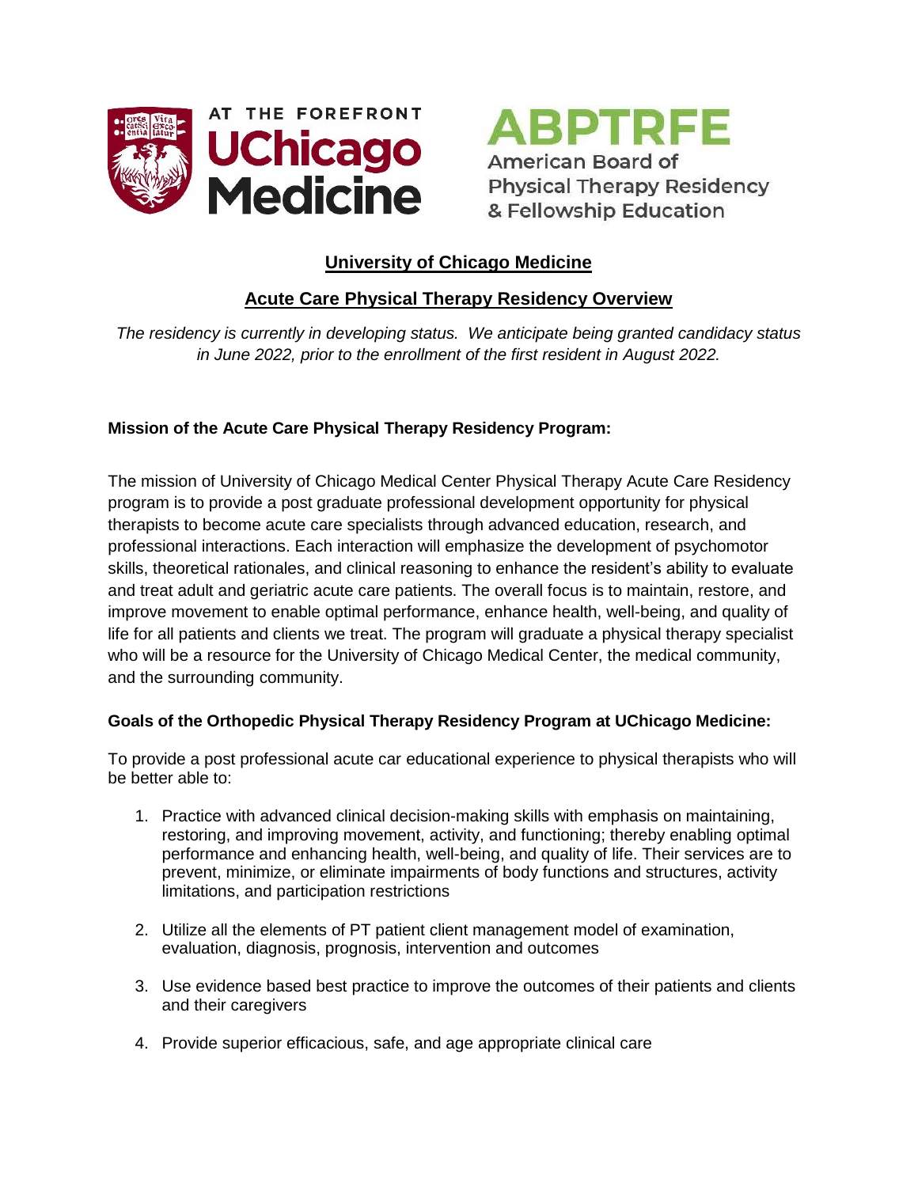AT THE FOREFRONT **UChicago Medicine**

**ABPTRFE** American Board of Physical Therapy Residency & Fellowship Education

# University of Chicago Medicine

## Acute Care Physical Therapy Residency Overview

*The residency is currently in developing status. We anticipate being granted candidacy status in June 2022, prior to the enrollment of the first resident in August 2022.*

**Mission of the Acute Care Physical Therapy Residency Program:**

The mission of University of Chicago Medical Center Physical Therapy Acute Care Residency program is to provide a post graduate professional development opportunity for physical therapists to become acute care specialists through advanced education, research, and professional interactions. Each interaction will emphasize the development of psychomotor skills, theoretical rationales, and clinical reasoning to enhance the resident's ability to evaluate and treat adult and geriatric acute care patients. The overall focus is to maintain, restore, and improve movement to enable optimal performance, enhance health, well-being, and quality of life for all patients and clients we treat. The program will graduate a physical therapy specialist who will be a resource for the University of Chicago Medical Center, the medical community, and the surrounding community.

**Goals of the Orthopedic Physical Therapy Residency Program at UChicago Medicine:**

To provide a post professional acute car educational experience to physical therapists who will be better able to:

1. Practice with advanced clinical decision-making skills with emphasis on maintaining, restoring, and improving movement, activity, and functioning; thereby enabling optimal performance and enhancing health, well-being, and quality of life. Their services are to prevent, minimize, or eliminate impairments of body functions and structures, activity limitations, and participation restrictions

2. Utilize all the elements of PT patient client management model of examination, evaluation, diagnosis, prognosis, intervention and outcomes

3. Use evidence based best practice to improve the outcomes of their patients and clients and their caregivers

4. Provide superior efficacious, safe, and age appropriate clinical care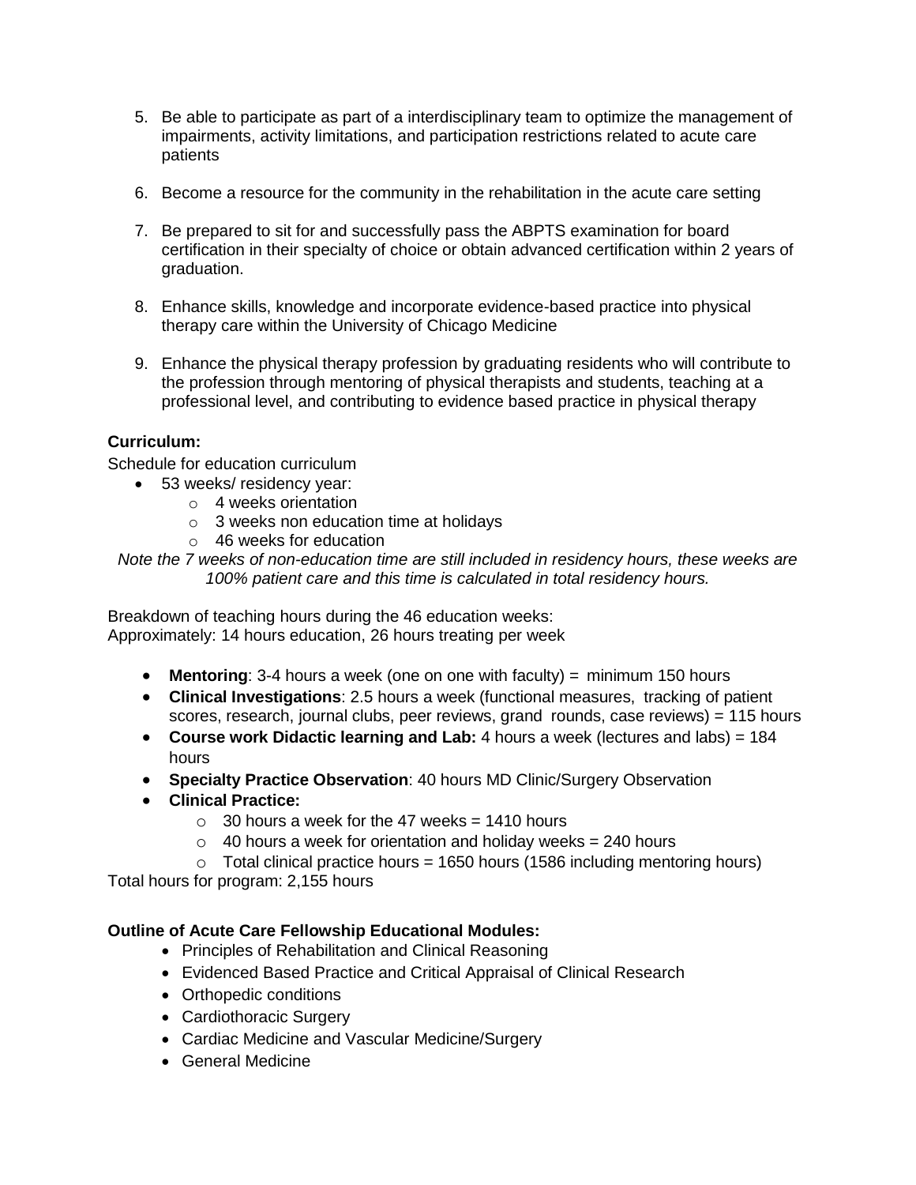5. Be able to participate as part of a interdisciplinary team to optimize the management of impairments, activity limitations, and participation restrictions related to acute care patients

6. Become a resource for the community in the rehabilitation in the acute care setting

7. Be prepared to sit for and successfully pass the ABPTS examination for board certification in their specialty of choice or obtain advanced certification within 2 years of graduation.

8. Enhance skills, knowledge and incorporate evidence-based practice into physical therapy care within the University of Chicago Medicine

9. Enhance the physical therapy profession by graduating residents who will contribute to the profession through mentoring of physical therapists and students, teaching at a professional level, and contributing to evidence based practice in physical therapy

**Curriculum:**

Schedule for education curriculum

- 53 weeks/ residency year:
  - 4 weeks orientation
  - 3 weeks non education time at holidays
  - 46 weeks for education

*Note the 7 weeks of non-education time are still included in residency hours, these weeks are 100% patient care and this time is calculated in total residency hours.*

Breakdown of teaching hours during the 46 education weeks:
Approximately: 14 hours education, 26 hours treating per week

- **Mentoring**: 3-4 hours a week (one on one with faculty) = minimum 150 hours
- **Clinical Investigations**: 2.5 hours a week (functional measures, tracking of patient scores, research, journal clubs, peer reviews, grand rounds, case reviews) = 115 hours
- **Course work Didactic learning and Lab:** 4 hours a week (lectures and labs) = 184 hours
- **Specialty Practice Observation**: 40 hours MD Clinic/Surgery Observation
- **Clinical Practice:**
  - 30 hours a week for the 47 weeks = 1410 hours
  - 40 hours a week for orientation and holiday weeks = 240 hours
  - Total clinical practice hours = 1650 hours (1586 including mentoring hours)

Total hours for program: 2,155 hours

**Outline of Acute Care Fellowship Educational Modules:**

- Principles of Rehabilitation and Clinical Reasoning
- Evidenced Based Practice and Critical Appraisal of Clinical Research
- Orthopedic conditions
- Cardiothoracic Surgery
- Cardiac Medicine and Vascular Medicine/Surgery
- General Medicine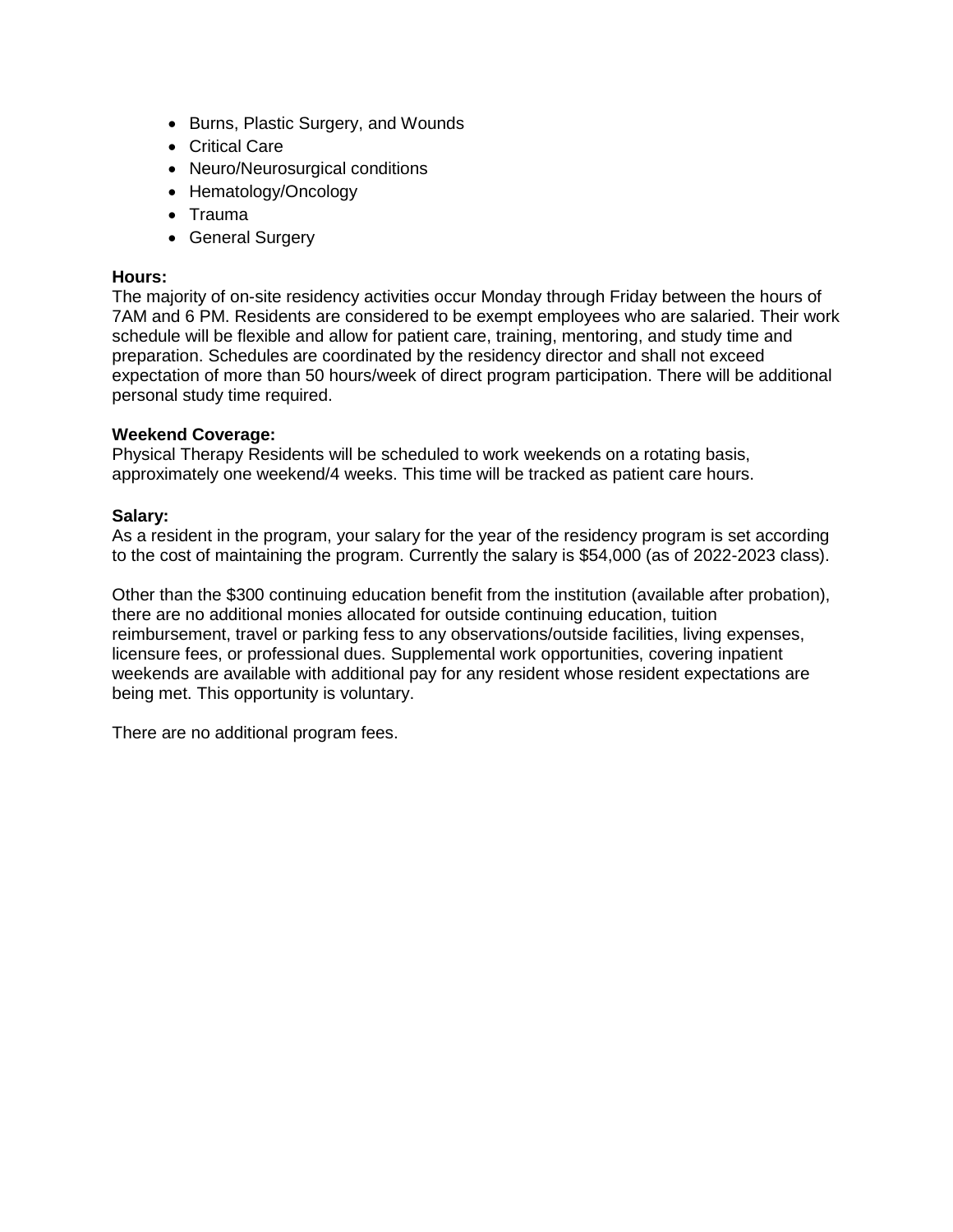- Burns, Plastic Surgery, and Wounds
- Critical Care
- Neuro/Neurosurgical conditions
- Hematology/Oncology
- Trauma
- General Surgery

**Hours:**
The majority of on-site residency activities occur Monday through Friday between the hours of 7AM and 6 PM. Residents are considered to be exempt employees who are salaried. Their work schedule will be flexible and allow for patient care, training, mentoring, and study time and preparation. Schedules are coordinated by the residency director and shall not exceed expectation of more than 50 hours/week of direct program participation. There will be additional personal study time required.

**Weekend Coverage:**
Physical Therapy Residents will be scheduled to work weekends on a rotating basis, approximately one weekend/4 weeks. This time will be tracked as patient care hours.

**Salary:**
As a resident in the program, your salary for the year of the residency program is set according to the cost of maintaining the program. Currently the salary is $54,000 (as of 2022-2023 class).

Other than the $300 continuing education benefit from the institution (available after probation), there are no additional monies allocated for outside continuing education, tuition reimbursement, travel or parking fess to any observations/outside facilities, living expenses, licensure fees, or professional dues. Supplemental work opportunities, covering inpatient weekends are available with additional pay for any resident whose resident expectations are being met. This opportunity is voluntary.

There are no additional program fees.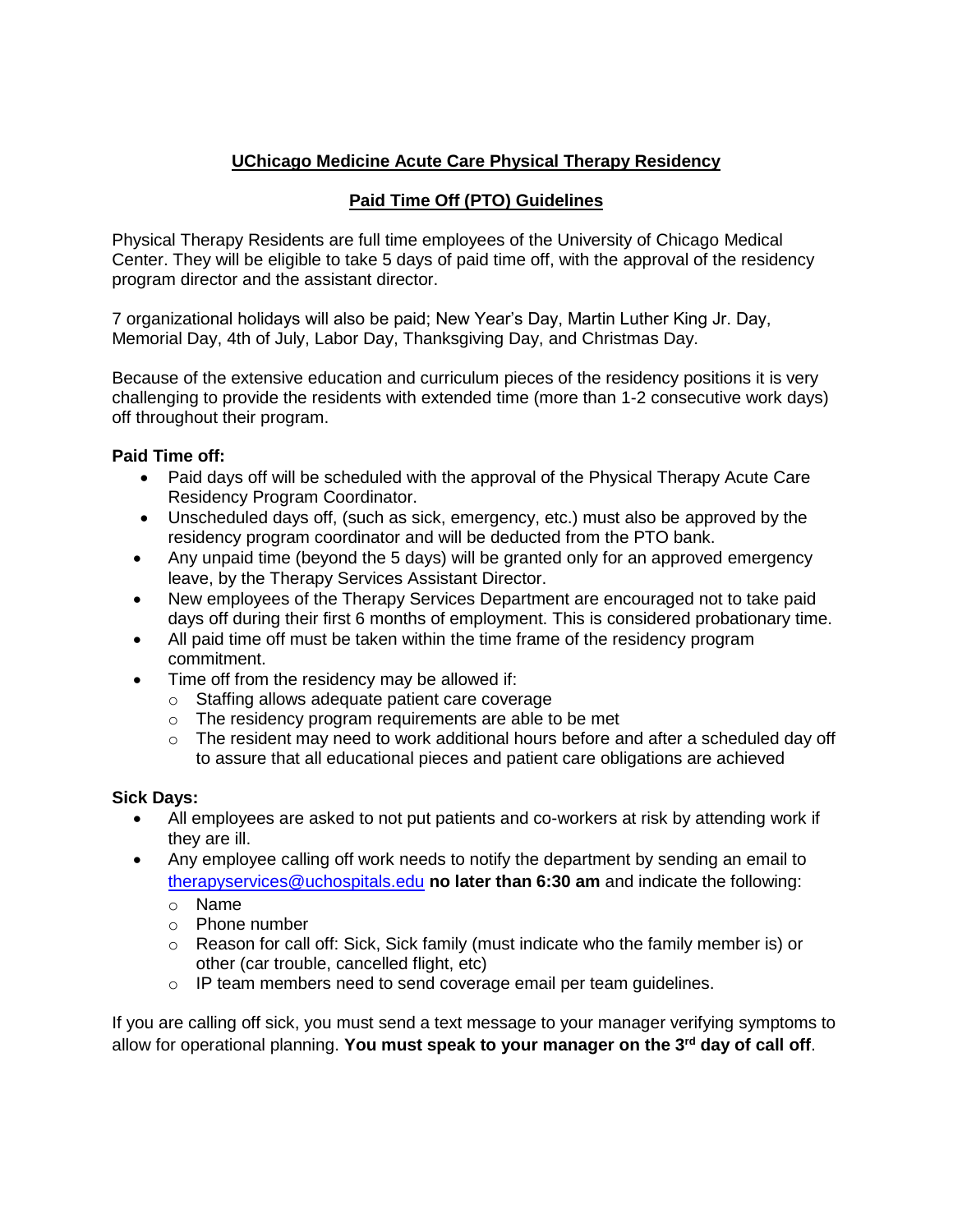# UChicago Medicine Acute Care Physical Therapy Residency

## Paid Time Off (PTO) Guidelines

Physical Therapy Residents are full time employees of the University of Chicago Medical Center. They will be eligible to take 5 days of paid time off, with the approval of the residency program director and the assistant director.

7 organizational holidays will also be paid; New Year's Day, Martin Luther King Jr. Day, Memorial Day, 4th of July, Labor Day, Thanksgiving Day, and Christmas Day.

Because of the extensive education and curriculum pieces of the residency positions it is very challenging to provide the residents with extended time (more than 1-2 consecutive work days) off throughout their program.

**Paid Time off:**

- Paid days off will be scheduled with the approval of the Physical Therapy Acute Care Residency Program Coordinator.
- Unscheduled days off, (such as sick, emergency, etc.) must also be approved by the residency program coordinator and will be deducted from the PTO bank.
- Any unpaid time (beyond the 5 days) will be granted only for an approved emergency leave, by the Therapy Services Assistant Director.
- New employees of the Therapy Services Department are encouraged not to take paid days off during their first 6 months of employment. This is considered probationary time.
- All paid time off must be taken within the time frame of the residency program commitment.
- Time off from the residency may be allowed if:
  - Staffing allows adequate patient care coverage
  - The residency program requirements are able to be met
  - The resident may need to work additional hours before and after a scheduled day off to assure that all educational pieces and patient care obligations are achieved

**Sick Days:**

- All employees are asked to not put patients and co-workers at risk by attending work if they are ill.
- Any employee calling off work needs to notify the department by sending an email to therapyservices@uchospitals.edu **no later than 6:30 am** and indicate the following:
  - Name
  - Phone number
  - Reason for call off: Sick, Sick family (must indicate who the family member is) or other (car trouble, cancelled flight, etc)
  - IP team members need to send coverage email per team guidelines.

If you are calling off sick, you must send a text message to your manager verifying symptoms to allow for operational planning. **You must speak to your manager on the 3rd day of call off**.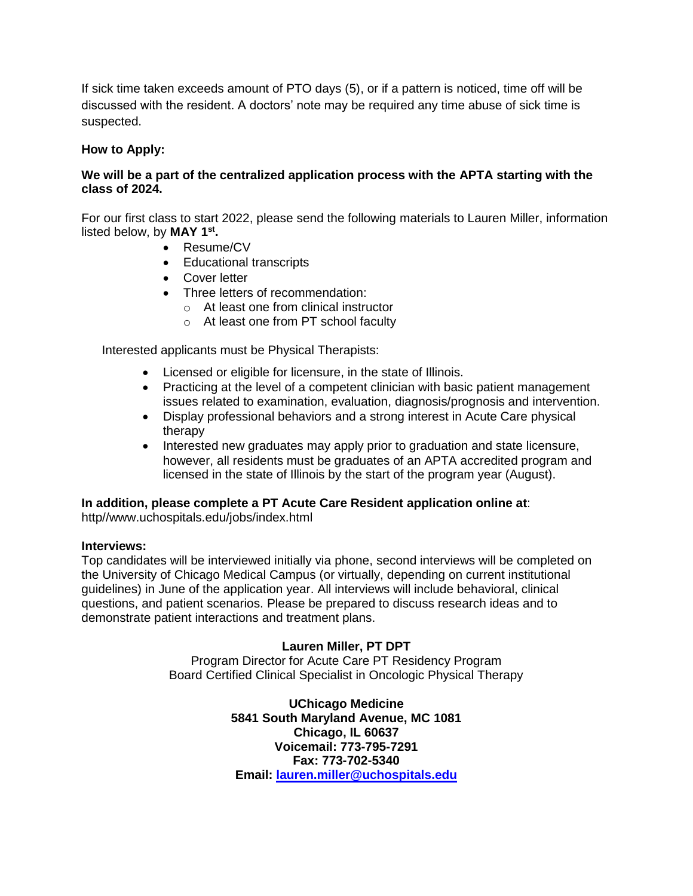If sick time taken exceeds amount of PTO days (5), or if a pattern is noticed, time off will be discussed with the resident. A doctors' note may be required any time abuse of sick time is suspected.

**How to Apply:**

**We will be a part of the centralized application process with the APTA starting with the class of 2024.**

For our first class to start 2022, please send the following materials to Lauren Miller, information listed below, by **MAY 1st.**

- Resume/CV
- Educational transcripts
- Cover letter
- Three letters of recommendation:
  - At least one from clinical instructor
  - At least one from PT school faculty

Interested applicants must be Physical Therapists:

- Licensed or eligible for licensure, in the state of Illinois.
- Practicing at the level of a competent clinician with basic patient management issues related to examination, evaluation, diagnosis/prognosis and intervention.
- Display professional behaviors and a strong interest in Acute Care physical therapy
- Interested new graduates may apply prior to graduation and state licensure, however, all residents must be graduates of an APTA accredited program and licensed in the state of Illinois by the start of the program year (August).

**In addition, please complete a PT Acute Care Resident application online at**:
http//www.uchospitals.edu/jobs/index.html

**Interviews:**
Top candidates will be interviewed initially via phone, second interviews will be completed on the University of Chicago Medical Campus (or virtually, depending on current institutional guidelines) in June of the application year. All interviews will include behavioral, clinical questions, and patient scenarios. Please be prepared to discuss research ideas and to demonstrate patient interactions and treatment plans.

**Lauren Miller, PT DPT**
Program Director for Acute Care PT Residency Program
Board Certified Clinical Specialist in Oncologic Physical Therapy

**UChicago Medicine**
**5841 South Maryland Avenue, MC 1081**
**Chicago, IL 60637**
**Voicemail: 773-795-7291**
**Fax: 773-702-5340**
**Email: lauren.miller@uchospitals.edu**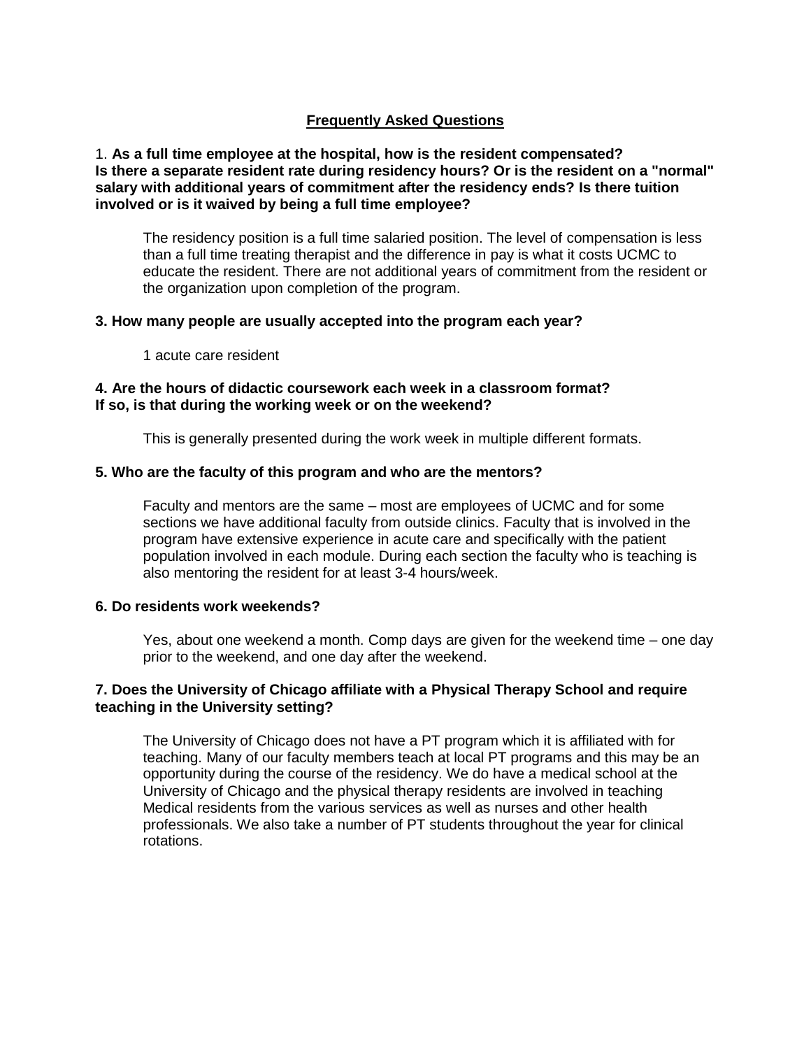## Frequently Asked Questions

1. **As a full time employee at the hospital, how is the resident compensated? Is there a separate resident rate during residency hours? Or is the resident on a "normal" salary with additional years of commitment after the residency ends? Is there tuition involved or is it waived by being a full time employee?**

The residency position is a full time salaried position. The level of compensation is less than a full time treating therapist and the difference in pay is what it costs UCMC to educate the resident. There are not additional years of commitment from the resident or the organization upon completion of the program.

**3. How many people are usually accepted into the program each year?**

1 acute care resident

**4. Are the hours of didactic coursework each week in a classroom format? If so, is that during the working week or on the weekend?**

This is generally presented during the work week in multiple different formats.

**5. Who are the faculty of this program and who are the mentors?**

Faculty and mentors are the same – most are employees of UCMC and for some sections we have additional faculty from outside clinics. Faculty that is involved in the program have extensive experience in acute care and specifically with the patient population involved in each module. During each section the faculty who is teaching is also mentoring the resident for at least 3-4 hours/week.

**6. Do residents work weekends?**

Yes, about one weekend a month. Comp days are given for the weekend time – one day prior to the weekend, and one day after the weekend.

**7. Does the University of Chicago affiliate with a Physical Therapy School and require teaching in the University setting?**

The University of Chicago does not have a PT program which it is affiliated with for teaching. Many of our faculty members teach at local PT programs and this may be an opportunity during the course of the residency. We do have a medical school at the University of Chicago and the physical therapy residents are involved in teaching Medical residents from the various services as well as nurses and other health professionals. We also take a number of PT students throughout the year for clinical rotations.